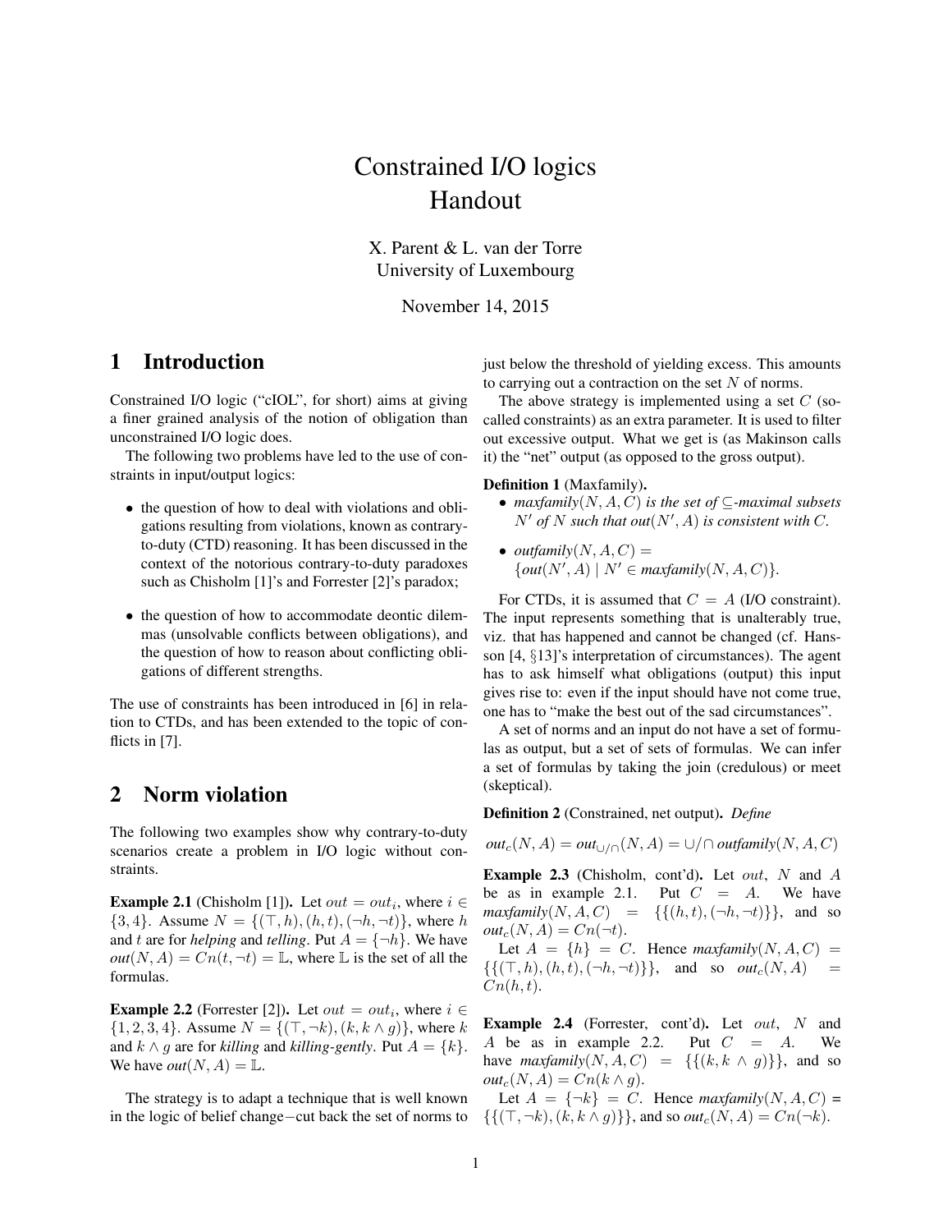# Constrained I/O logics
# Handout

X. Parent & L. van der Torre
University of Luxembourg

November 14, 2015

## 1 Introduction

Constrained I/O logic ("cIOL", for short) aims at giving a finer grained analysis of the notion of obligation than unconstrained I/O logic does.

The following two problems have led to the use of constraints in input/output logics:

- the question of how to deal with violations and obligations resulting from violations, known as contrary-to-duty (CTD) reasoning. It has been discussed in the context of the notorious contrary-to-duty paradoxes such as Chisholm [1]'s and Forrester [2]'s paradox;
- the question of how to accommodate deontic dilemmas (unsolvable conflicts between obligations), and the question of how to reason about conflicting obligations of different strengths.

The use of constraints has been introduced in [6] in relation to CTDs, and has been extended to the topic of conflicts in [7].

## 2 Norm violation

The following two examples show why contrary-to-duty scenarios create a problem in I/O logic without constraints.

**Example 2.1** (Chisholm [1]). Let $out = out_i$, where $i \in \{3, 4\}$. Assume $N = \{(\top, h), (h, t), (\neg h, \neg t)\}$, where $h$ and $t$ are for *helping* and *telling*. Put $A = \{\neg h\}$. We have *out*$(N, A) = Cn(t, \neg t) = \mathbb{L}$, where $\mathbb{L}$ is the set of all the formulas.

**Example 2.2** (Forrester [2]). Let $out = out_i$, where $i \in \{1, 2, 3, 4\}$. Assume $N = \{(\top, \neg k), (k, k \wedge g)\}$, where $k$ and $k \wedge g$ are for *killing* and *killing-gently*. Put $A = \{k\}$. We have *out*$(N, A) = \mathbb{L}$.

The strategy is to adapt a technique that is well known in the logic of belief change−cut back the set of norms to just below the threshold of yielding excess. This amounts to carrying out a contraction on the set $N$ of norms.

The above strategy is implemented using a set $C$ (so-called constraints) as an extra parameter. It is used to filter out excessive output. What we get is (as Makinson calls it) the "net" output (as opposed to the gross output).

**Definition 1** (Maxfamily).

- *maxfamily*$(N, A, C)$ *is the set of* $\subseteq$*-maximal subsets* $N'$ *of* $N$ *such that out*$(N', A)$ *is consistent with* $C$.
- *outfamily*$(N, A, C) =$ $\{out(N', A) \mid N' \in$ *maxfamily*$(N, A, C)\}$.

For CTDs, it is assumed that $C = A$ (I/O constraint). The input represents something that is unalterably true, viz. that has happened and cannot be changed (cf. Hansson [4, §13]'s interpretation of circumstances). The agent has to ask himself what obligations (output) this input gives rise to: even if the input should have not come true, one has to "make the best out of the sad circumstances".

A set of norms and an input do not have a set of formulas as output, but a set of sets of formulas. We can infer a set of formulas by taking the join (credulous) or meet (skeptical).

**Definition 2** (Constrained, net output). *Define*

$$out_c(N, A) = out_{\cup/\cap}(N, A) = \cup/\cap \; outfamily(N, A, C)$$

**Example 2.3** (Chisholm, cont'd). Let $out$, $N$ and $A$ be as in example 2.1. Put $C = A$. We have *maxfamily*$(N, A, C) = \{\{(h, t), (\neg h, \neg t)\}\}$, and so $out_c(N, A) = Cn(\neg t)$.

Let $A = \{h\} = C$. Hence *maxfamily*$(N, A, C) = \{\{(\top, h), (h, t), (\neg h, \neg t)\}\}$, and so $out_c(N, A) = Cn(h, t)$.

**Example 2.4** (Forrester, cont'd). Let $out$, $N$ and $A$ be as in example 2.2. Put $C = A$. We have *maxfamily*$(N, A, C) = \{\{(k, k \wedge g)\}\}$, and so $out_c(N, A) = Cn(k \wedge g)$.

Let $A = \{\neg k\} = C$. Hence *maxfamily*$(N, A, C) = \{\{(\top, \neg k), (k, k \wedge g)\}\}$, and so $out_c(N, A) = Cn(\neg k)$.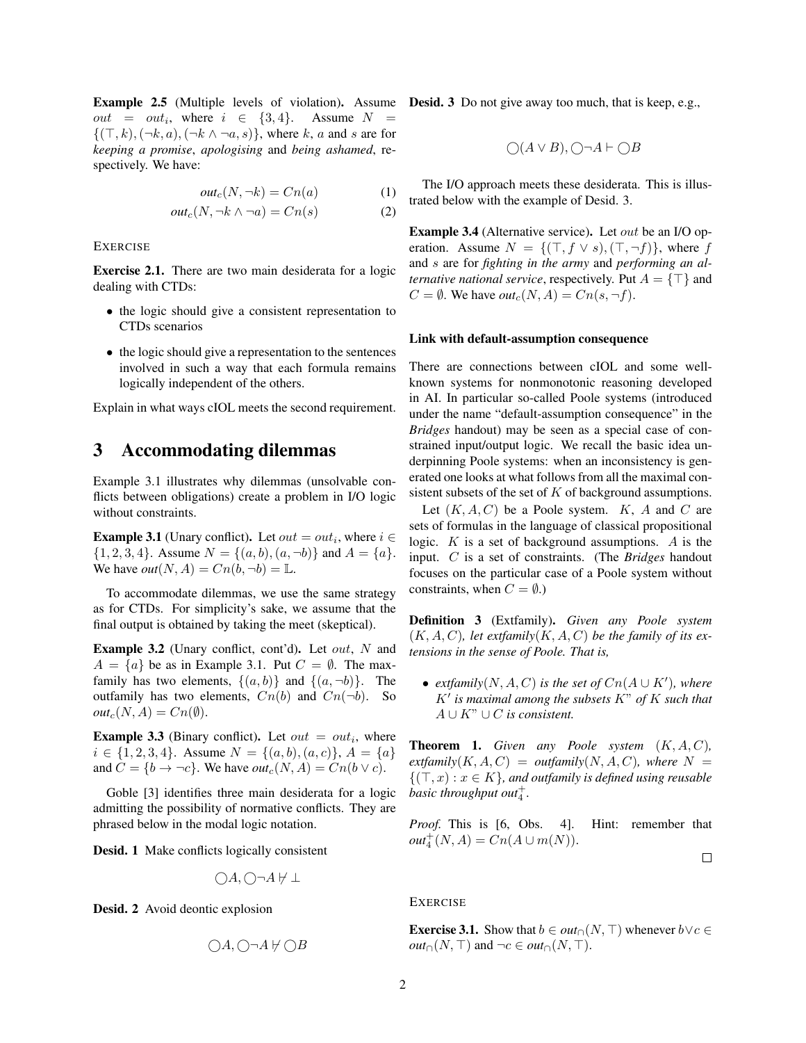**Example 2.5** (Multiple levels of violation)**.** Assume $out = out_i$, where $i \in \{3,4\}$. Assume $N = \{(\top, k), (\neg k, a), (\neg k \wedge \neg a, s)\}$, where $k$, $a$ and $s$ are for *keeping a promise*, *apologising* and *being ashamed*, respectively. We have:

$$out_c(N, \neg k) = Cn(a) \tag{1}$$

$$out_c(N, \neg k \wedge \neg a) = Cn(s) \tag{2}$$

EXERCISE

**Exercise 2.1.** There are two main desiderata for a logic dealing with CTDs:

- the logic should give a consistent representation to CTDs scenarios
- the logic should give a representation to the sentences involved in such a way that each formula remains logically independent of the others.

Explain in what ways cIOL meets the second requirement.

# 3 Accommodating dilemmas

Example 3.1 illustrates why dilemmas (unsolvable conflicts between obligations) create a problem in I/O logic without constraints.

**Example 3.1** (Unary conflict)**.** Let $out = out_i$, where $i \in \{1,2,3,4\}$. Assume $N = \{(a,b),(a,\neg b)\}$ and $A = \{a\}$. We have $out(N, A) = Cn(b, \neg b) = \mathbb{L}$.

To accommodate dilemmas, we use the same strategy as for CTDs. For simplicity's sake, we assume that the final output is obtained by taking the meet (skeptical).

**Example 3.2** (Unary conflict, cont'd)**.** Let $out$, $N$ and $A = \{a\}$ be as in Example 3.1. Put $C = \emptyset$. The maxfamily has two elements, $\{(a,b)\}$ and $\{(a,\neg b)\}$. The outfamily has two elements, $Cn(b)$ and $Cn(\neg b)$. So $out_c(N, A) = Cn(\emptyset)$.

**Example 3.3** (Binary conflict)**.** Let $out = out_i$, where $i \in \{1,2,3,4\}$. Assume $N = \{(a,b),(a,c)\}$, $A = \{a\}$ and $C = \{b \to \neg c\}$. We have $out_c(N, A) = Cn(b \vee c)$.

Goble [3] identifies three main desiderata for a logic admitting the possibility of normative conflicts. They are phrased below in the modal logic notation.

**Desid. 1** Make conflicts logically consistent

$$\bigcirc A, \bigcirc \neg A \not\vdash \bot$$

**Desid. 2** Avoid deontic explosion

$$\bigcirc A, \bigcirc \neg A \not\vdash \bigcirc B$$

**Desid. 3** Do not give away too much, that is keep, e.g.,

$$\bigcirc (A \vee B), \bigcirc \neg A \vdash \bigcirc B$$

The I/O approach meets these desiderata. This is illustrated below with the example of Desid. 3.

**Example 3.4** (Alternative service)**.** Let $out$ be an I/O operation. Assume $N = \{(\top, f \vee s), (\top, \neg f)\}$, where $f$ and $s$ are for *fighting in the army* and *performing an alternative national service*, respectively. Put $A = \{\top\}$ and $C = \emptyset$. We have $out_c(N, A) = Cn(s, \neg f)$.

**Link with default-assumption consequence**

There are connections between cIOL and some well-known systems for nonmonotonic reasoning developed in AI. In particular so-called Poole systems (introduced under the name "default-assumption consequence" in the *Bridges* handout) may be seen as a special case of constrained input/output logic. We recall the basic idea underpinning Poole systems: when an inconsistency is generated one looks at what follows from all the maximal consistent subsets of the set of $K$ of background assumptions.

Let $(K, A, C)$ be a Poole system. $K$, $A$ and $C$ are sets of formulas in the language of classical propositional logic. $K$ is a set of background assumptions. $A$ is the input. $C$ is a set of constraints. (The *Bridges* handout focuses on the particular case of a Poole system without constraints, when $C = \emptyset$.)

**Definition 3** (Extfamily)**.** *Given any Poole system $(K, A, C)$, let extfamily$(K, A, C)$ be the family of its extensions in the sense of Poole. That is,*

- *extfamily$(N, A, C)$ is the set of $Cn(A \cup K')$, where $K'$ is maximal among the subsets $K$" of $K$ such that $A \cup K" \cup C$ is consistent.*

**Theorem 1.** *Given any Poole system $(K, A, C)$, extfamily$(K, A, C)$ = outfamily$(N, A, C)$, where $N = \{(\top, x) : x \in K\}$, and outfamily is defined using reusable basic throughput $out_4^+$.*

*Proof.* This is [6, Obs. 4]. Hint: remember that $out_4^+(N, A) = Cn(A \cup m(N))$. □

EXERCISE

**Exercise 3.1.** Show that $b \in out_\cap(N, \top)$ whenever $b \vee c \in out_\cap(N, \top)$ and $\neg c \in out_\cap(N, \top)$.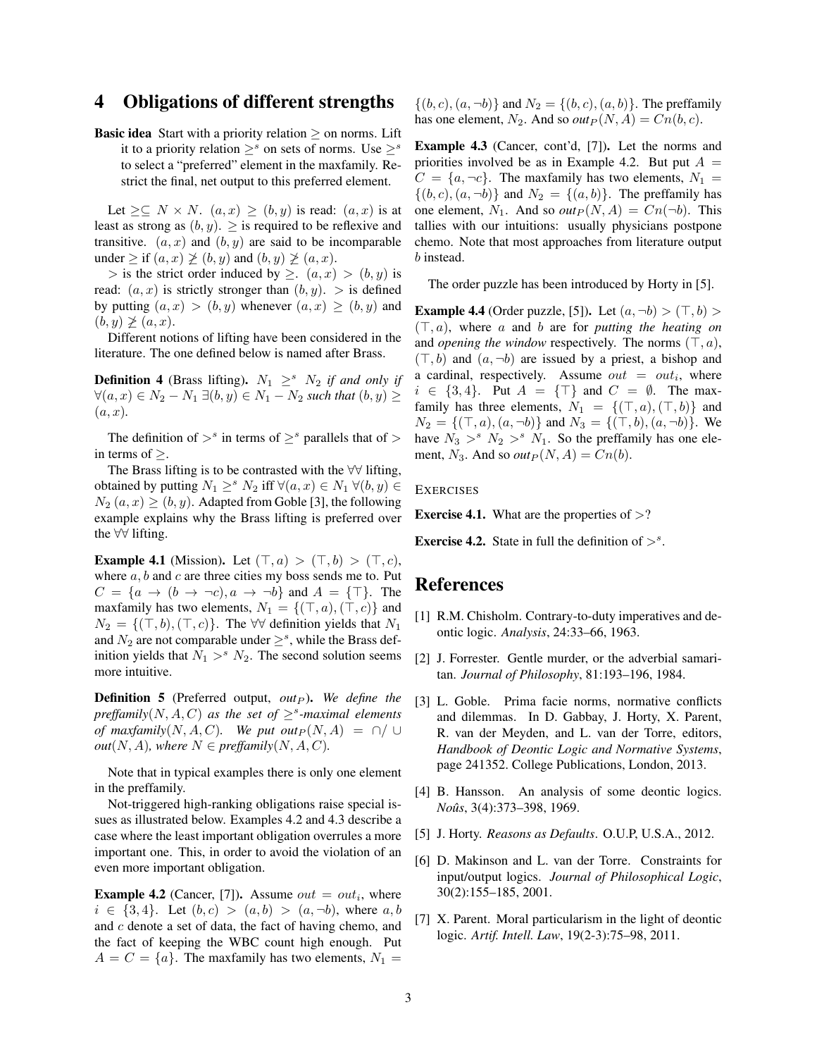## 4 Obligations of different strengths

**Basic idea** Start with a priority relation $\geq$ on norms. Lift it to a priority relation $\geq^s$ on sets of norms. Use $\geq^s$ to select a "preferred" element in the maxfamily. Restrict the final, net output to this preferred element.

Let $\geq \subseteq N \times N$. $(a, x) \geq (b, y)$ is read: $(a, x)$ is at least as strong as $(b, y)$. $\geq$ is required to be reflexive and transitive. $(a, x)$ and $(b, y)$ are said to be incomparable under $\geq$ if $(a, x) \not\geq (b, y)$ and $(b, y) \not\geq (a, x)$.

$>$ is the strict order induced by $\geq$. $(a, x) > (b, y)$ is read: $(a, x)$ is strictly stronger than $(b, y)$. $>$ is defined by putting $(a, x) > (b, y)$ whenever $(a, x) \geq (b, y)$ and $(b, y) \not\geq (a, x)$.

Different notions of lifting have been considered in the literature. The one defined below is named after Brass.

**Definition 4** (Brass lifting). *$N_1 \geq^s N_2$ if and only if $\forall (a, x) \in N_2 - N_1 \ \exists (b, y) \in N_1 - N_2$ such that $(b, y) \geq (a, x)$.*

The definition of $>^s$ in terms of $\geq^s$ parallels that of $>$ in terms of $\geq$.

The Brass lifting is to be contrasted with the $\forall\forall$ lifting, obtained by putting $N_1 \geq^s N_2$ iff $\forall (a, x) \in N_1 \ \forall (b, y) \in N_2 \ (a, x) \geq (b, y)$. Adapted from Goble [3], the following example explains why the Brass lifting is preferred over the $\forall\forall$ lifting.

**Example 4.1** (Mission). Let $(\top, a) > (\top, b) > (\top, c)$, where $a, b$ and $c$ are three cities my boss sends me to. Put $C = \{a \rightarrow (b \rightarrow \neg c), a \rightarrow \neg b\}$ and $A = \{\top\}$. The maxfamily has two elements, $N_1 = \{(\top, a), (\top, c)\}$ and $N_2 = \{(\top, b), (\top, c)\}$. The $\forall\forall$ definition yields that $N_1$ and $N_2$ are not comparable under $\geq^s$, while the Brass definition yields that $N_1 >^s N_2$. The second solution seems more intuitive.

**Definition 5** (Preferred output, *out$_P$*). *We define the preffamily$(N, A, C)$ as the set of $\geq^s$-maximal elements of maxfamily$(N, A, C)$. We put out$_P(N, A) = \cap / \cup$ out$(N, A)$, where $N \in$ preffamily$(N, A, C)$.*

Note that in typical examples there is only one element in the preffamily.

Not-triggered high-ranking obligations raise special issues as illustrated below. Examples 4.2 and 4.3 describe a case where the least important obligation overrules a more important one. This, in order to avoid the violation of an even more important obligation.

**Example 4.2** (Cancer, [7]). Assume $out = out_i$, where $i \in \{3, 4\}$. Let $(b, c) > (a, b) > (a, \neg b)$, where $a, b$ and $c$ denote a set of data, the fact of having chemo, and the fact of keeping the WBC count high enough. Put $A = C = \{a\}$. The maxfamily has two elements, $N_1 = \{(b, c), (a, \neg b)\}$ and $N_2 = \{(b, c), (a, b)\}$. The preffamily has one element, $N_2$. And so *out$_P$*$(N, A) = Cn(b, c)$.

**Example 4.3** (Cancer, cont'd, [7]). Let the norms and priorities involved be as in Example 4.2. But put $A = C = \{a, \neg c\}$. The maxfamily has two elements, $N_1 = \{(b, c), (a, \neg b)\}$ and $N_2 = \{(a, b)\}$. The preffamily has one element, $N_1$. And so *out$_P$*$(N, A) = Cn(\neg b)$. This tallies with our intuitions: usually physicians postpone chemo. Note that most approaches from literature output $b$ instead.

The order puzzle has been introduced by Horty in [5].

**Example 4.4** (Order puzzle, [5]). Let $(a, \neg b) > (\top, b) > (\top, a)$, where $a$ and $b$ are for *putting the heating on* and *opening the window* respectively. The norms $(\top, a)$, $(\top, b)$ and $(a, \neg b)$ are issued by a priest, a bishop and a cardinal, respectively. Assume $out = out_i$, where $i \in \{3, 4\}$. Put $A = \{\top\}$ and $C = \emptyset$. The maxfamily has three elements, $N_1 = \{(\top, a), (\top, b)\}$ and $N_2 = \{(\top, a), (a, \neg b)\}$ and $N_3 = \{(\top, b), (a, \neg b)\}$. We have $N_3 >^s N_2 >^s N_1$. So the preffamily has one element, $N_3$. And so *out$_P$*$(N, A) = Cn(b)$.

EXERCISES

**Exercise 4.1.** What are the properties of $>$?

**Exercise 4.2.** State in full the definition of $>^s$.

## References

[1] R.M. Chisholm. Contrary-to-duty imperatives and deontic logic. *Analysis*, 24:33–66, 1963.

[2] J. Forrester. Gentle murder, or the adverbial samaritan. *Journal of Philosophy*, 81:193–196, 1984.

[3] L. Goble. Prima facie norms, normative conflicts and dilemmas. In D. Gabbay, J. Horty, X. Parent, R. van der Meyden, and L. van der Torre, editors, *Handbook of Deontic Logic and Normative Systems*, page 241352. College Publications, London, 2013.

[4] B. Hansson. An analysis of some deontic logics. *Noûs*, 3(4):373–398, 1969.

[5] J. Horty. *Reasons as Defaults*. O.U.P, U.S.A., 2012.

[6] D. Makinson and L. van der Torre. Constraints for input/output logics. *Journal of Philosophical Logic*, 30(2):155–185, 2001.

[7] X. Parent. Moral particularism in the light of deontic logic. *Artif. Intell. Law*, 19(2-3):75–98, 2011.